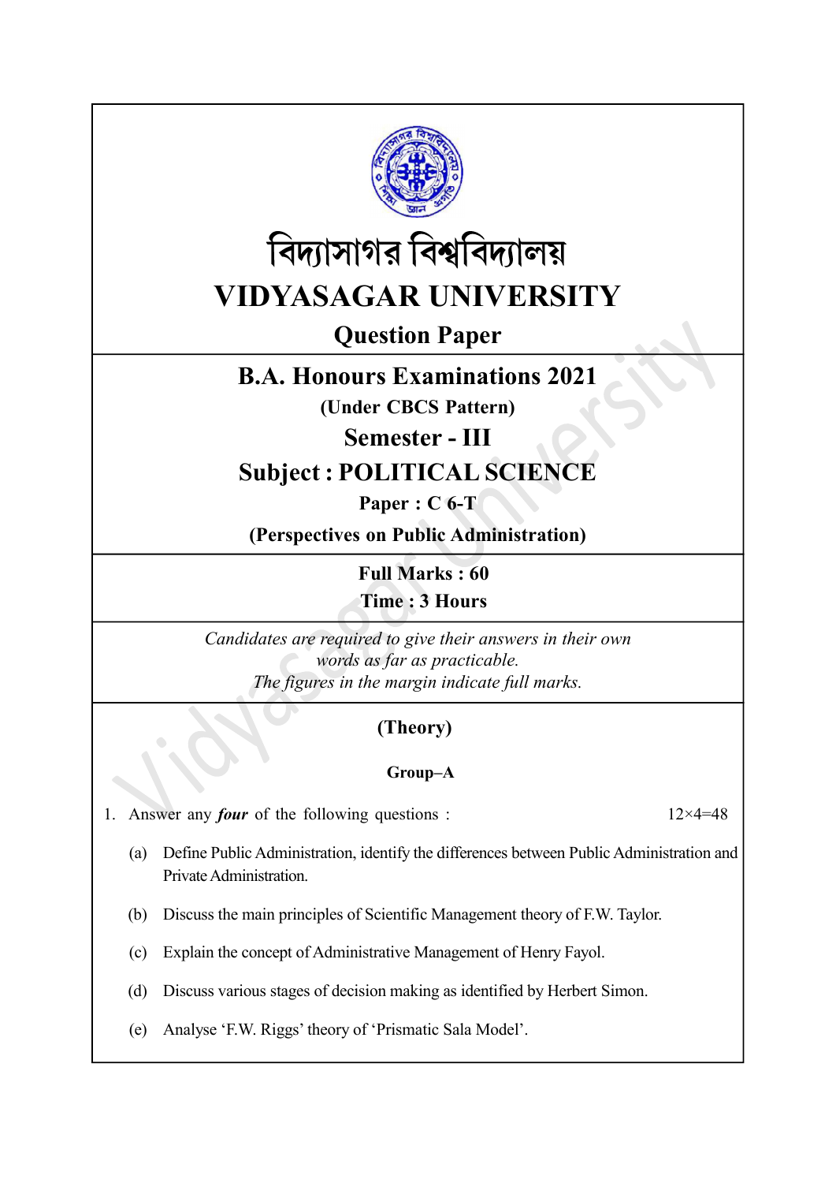# বিদ্যাসাগর বিশ্ববিদ্যালয়

# VIDYASAGAR UNIVERSITY

## Question Paper

## B.A. Honours Examinations 2021

**(Under CBCS Pattern)**

## Semester - III

## Subject : POLITICAL SCIENCE

**Paper : C 6-T**

**(Perspectives on Public Administration)**

**Full Marks : 60**

**Time : 3 Hours**

*Candidates are required to give their answers in their own words as far as practicable.*

*The figures in the margin indicate full marks.*

### (Theory)

#### Group–A

1. Answer any ***four*** of the following questions : 12×4=48

   (a) Define Public Administration, identify the differences between Public Administration and Private Administration.

   (b) Discuss the main principles of Scientific Management theory of F.W. Taylor.

   (c) Explain the concept of Administrative Management of Henry Fayol.

   (d) Discuss various stages of decision making as identified by Herbert Simon.

   (e) Analyse 'F.W. Riggs' theory of 'Prismatic Sala Model'.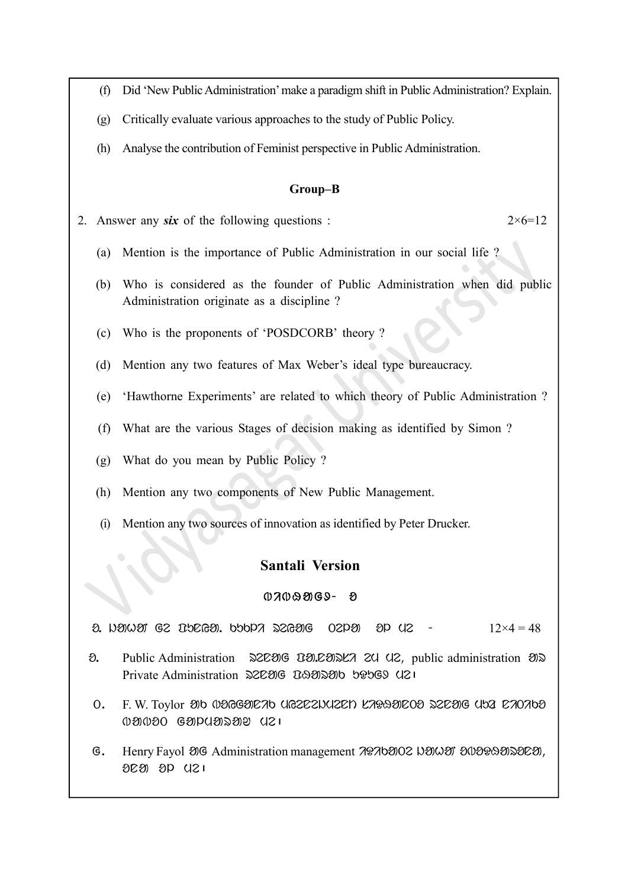(f) Did 'New Public Administration' make a paradigm shift in Public Administration? Explain.

(g) Critically evaluate various approaches to the study of Public Policy.

(h) Analyse the contribution of Feminist perspective in Public Administration.

**Group–B**

2. Answer any ***six*** of the following questions : 2×6=12

(a) Mention is the importance of Public Administration in our social life ?

(b) Who is considered as the founder of Public Administration when did public Administration originate as a discipline ?

(c) Who is the proponents of 'POSDCORB' theory ?

(d) Mention any two features of Max Weber's ideal type bureaucracy.

(e) 'Hawthorne Experiments' are related to which theory of Public Administration ?

(f) What are the various Stages of decision making as identified by Simon ?

(g) What do you mean by Public Policy ?

(h) Mention any two components of New Public Management.

(i) Mention any two sources of innovation as identified by Peter Drucker.

## Santali Version

**ᱜᱨᱩᱯ ᱵᱷᱟᱜ- ᱠ**

ᱠ. ᱞᱟᱛᱟᱨ ᱨᱮ ᱠᱷᱚᱱ ᱡᱟᱦᱟᱸ ᱯᱩᱱ ᱜᱚᱴᱟᱜ ᱛᱮᱞᱟ ᱮᱢ ᱢᱮ - 12×4 = 48

ᱠ. Public Administration ᱨᱮᱭᱟᱜ ᱠᱟᱹᱢᱤᱨᱟᱭ ᱪᱮ ᱢᱮ, public administration ᱟᱨ Private Administration ᱨᱮᱭᱟᱜ ᱠᱷᱟᱹᱞᱤᱛ ᱵᱮᱵᱷᱟ ᱢᱮ।

ᱚ. F. W. Toylor ᱟᱜ ᱥᱟᱬᱜᱟᱹᱨᱤᱭᱟᱜ ᱢᱮᱨᱮᱞᱥᱟᱨᱮᱞ ᱯᱷᱤᱞᱚᱥᱚᱯᱷᱤ ᱨᱮᱭᱟᱜ ᱢᱩᱞ ᱨᱤᱛᱤᱭᱟᱜ ᱥᱟᱛᱥᱟᱢ ᱜᱟᱱᱚᱝᱟᱨᱟᱣ ᱢᱮ।

ᱜ. Henry Fayol ᱟᱜ Administration management ᱯᱨᱤᱱᱥᱤᱯᱟᱞ ᱞᱟᱦᱟᱨ ᱟᱥᱟᱞᱟᱪᱚᱱᱟ, ᱛᱮᱞᱟ ᱮᱢ ᱢᱮ।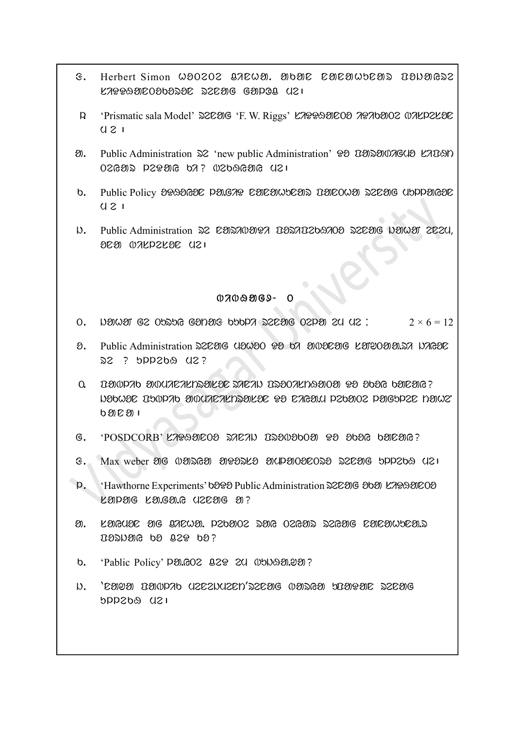ᱜ. Herbert Simon ᱣᱚᱨᱚᱨᱮ ᱞᱟᱦᱟᱣᱟᱹ. ᱟᱵᱚᱡ ᱥᱟᱨᱥᱟᱣᱵᱥᱟᱥ ᱛᱚᱞᱟᱠᱜᱥᱮ ᱠᱟᱯᱷᱟᱭᱚᱡᱚᱫᱵᱚᱥᱚᱡ ᱥᱮᱥᱟᱜ ᱜᱟᱯᱷᱚ ᱢᱮ।

ᱝ 'Prismatic sala Model' ᱥᱮᱥᱟᱜ 'F. W. Riggs' ᱠᱟᱯᱷᱟᱭᱚᱡᱚ ᱟᱯᱷᱟᱵᱚᱨ ᱛᱟᱠᱯᱮᱠᱚᱡ ᱢᱮ।

ᱛ. Public Administration ᱥᱮ 'new public Administration' ᱯᱚ ᱛᱟᱥᱟᱛᱟᱜᱢᱚ ᱠᱟᱛᱚᱱ ᱚᱮᱜᱟᱥ ᱯᱮᱯᱷᱟᱜ ᱵᱟ? ᱛᱮᱵᱚᱜᱟᱜ ᱢᱮ।

ᱵ. Public Policy ᱟᱯᱷᱚᱜᱚᱡ ᱯᱟᱜᱟᱯ ᱥᱟᱨᱥᱟᱣᱵᱥᱟᱥ ᱛᱟᱨᱚᱣᱟ ᱥᱮᱥᱟᱜ ᱢᱵᱯᱯᱟᱜᱚᱡ ᱢᱮ।

ᱶ. Public Administration ᱥᱮ ᱥᱟᱥᱟᱛᱟᱯᱟ ᱛᱟᱥᱟᱛᱮᱵᱟᱚ ᱥᱮᱥᱟᱜ ᱱᱟᱣᱟ ᱮᱮᱮᱢ, ᱟᱥᱟ ᱛᱟᱠᱯᱮᱠᱚᱡ ᱢᱮ।

## ᱛᱟᱛᱟᱜᱟᱜᱚ - ᱒

ᱚ. ᱱᱟᱣᱟ ᱜᱮ ᱚᱵᱥᱵᱜ ᱜᱟᱱᱟᱜ ᱵᱵᱵᱯᱟ ᱥᱮᱥᱟᱜ ᱚᱮᱯᱟ ᱮᱢ ᱢᱮ : $2 \times 6 = 12$

ᱟ. Public Administration ᱥᱮᱥᱟᱜ ᱢᱟᱣᱟᱚ ᱯᱚ ᱵᱟ ᱟᱛᱚᱡᱟᱜ ᱠᱟᱭᱚᱟᱟ.ᱥᱟ ᱱᱟᱜᱚᱡ ᱥᱮ ? ᱵᱯᱯᱮᱵᱜ ᱢᱮ?

ᱠ. ᱛᱟᱛᱯᱟᱵ ᱟᱛᱢᱟᱥᱟᱠᱱᱥᱟᱠᱚᱡ ᱥᱟᱥᱟᱱ ᱛᱥᱚᱚᱟᱠᱱᱟᱟᱚᱟ ᱯᱚ ᱟᱵᱟᱜ ᱵᱟᱥᱟᱜ? ᱱᱚᱵᱣᱚᱡ ᱛᱵᱛᱯᱟᱵ ᱟᱛᱢᱟᱥᱟᱠᱱᱥᱟᱠᱚᱡ ᱯᱚ ᱥᱟᱜᱟ.ᱢ ᱯᱮᱵᱟᱚᱮ ᱯᱟᱜᱵᱯᱮᱥ ᱱᱟᱣᱮ ᱵᱟᱥᱟ।

ᱜ. 'POSDCORB' ᱠᱟᱯᱷᱟᱟᱥᱚ ᱥᱟᱥᱟᱱ ᱛᱥᱟᱛᱚᱵᱚᱟ ᱯᱚ ᱟᱵᱟᱜ ᱵᱟᱥᱟᱜ?

ᱜ. Max weber ᱟᱜ ᱛᱟᱥᱜᱟ ᱟᱯᱚᱥᱠᱚ ᱟᱢᱯᱟᱚᱟᱥᱚᱥᱚ ᱥᱮᱥᱟᱜ ᱵᱯᱯᱮᱵᱜ ᱢᱮ।

ᱯ. 'Hawthorne Experiments' ᱵᱚᱯᱚ Public Administration ᱥᱮᱥᱟᱜ ᱟᱵᱟ ᱠᱟᱯᱷᱟᱟᱥᱚ ᱠᱟᱯᱟᱜ ᱠᱟ.ᱜᱟ.ᱜ ᱢᱮᱥᱟᱜ ᱟ?

ᱛ. ᱠᱟᱜᱢᱚᱡ ᱟᱜ ᱞᱟᱦᱟᱣᱟᱹ. ᱯᱮᱵᱟᱚᱮ ᱥᱟᱜ ᱚᱮᱜᱟᱥ ᱥᱮᱜᱟᱜ ᱥᱟᱨᱥᱟᱣᱵᱥᱟ.ᱥ ᱛᱚᱥᱱᱟᱜ ᱵᱚ ᱞᱮᱯ ᱵᱚ?

ᱵ. 'Pablic Policy' ᱯᱟ.ᱜᱚᱮ ᱞᱮᱯ ᱮᱢ ᱛᱵᱱᱚᱟ.ᱟᱟ?

ᱶ. 'ᱥᱟᱜᱟ ᱛᱟᱛᱯᱟᱵ ᱢᱮᱮᱥᱱᱢᱮᱮᱱ' ᱥᱮᱥᱟᱜ ᱛᱟᱥᱜᱟ ᱵᱛᱟᱯᱚᱡ ᱥᱮᱥᱟᱜ ᱵᱯᱯᱮᱵᱜ ᱢᱮ।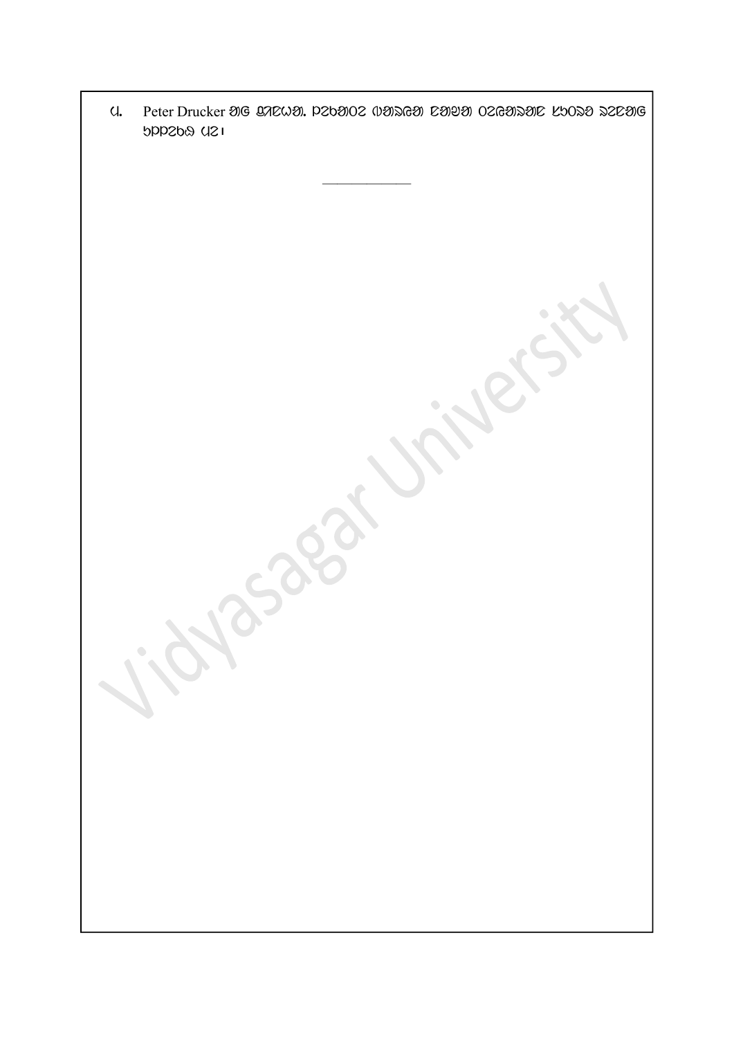᱕. Peter Drucker ᱟᱜ ᱢᱚᱱᱮᱛᱮ. ᱯᱨᱚᱵᱷᱟᱣᱤ ᱢᱮᱱᱮᱡᱚᱨ ᱠᱟᱹᱢᱤ ᱚᱨᱜᱟᱱᱟᱭᱤᱡ ᱠᱟᱹᱢᱤ ᱥᱟᱱᱟᱢ ᱵᱭᱟᱠᱷᱭᱟ ᱢᱮ ᱾

---